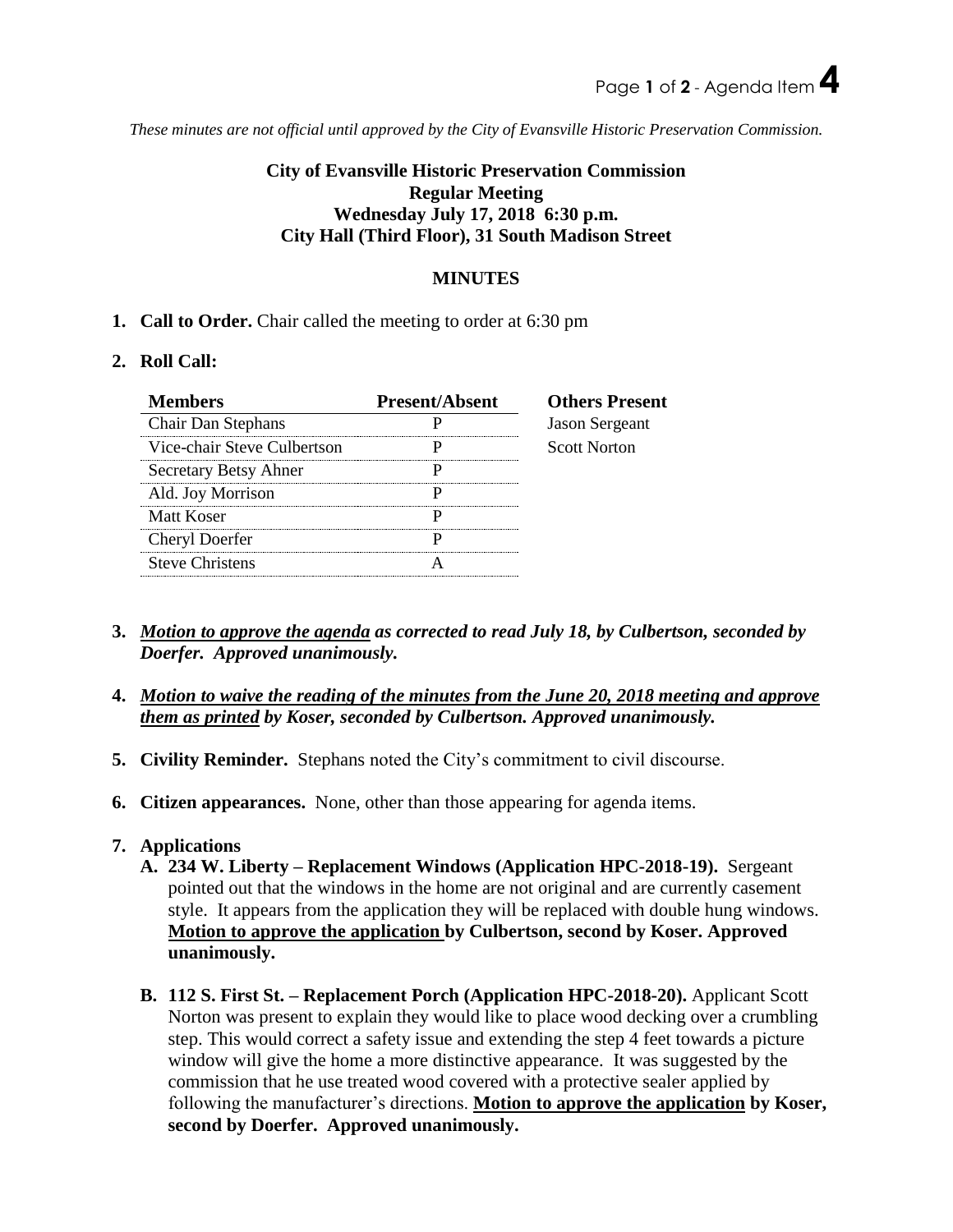*These minutes are not official until approved by the City of Evansville Historic Preservation Commission.*

**City of Evansville Historic Preservation Commission**
**Regular Meeting**
**Wednesday July 17, 2018 6:30 p.m.**
**City Hall (Third Floor), 31 South Madison Street**

**MINUTES**

1. **Call to Order.** Chair called the meeting to order at 6:30 pm

2. **Roll Call:**

| Members | Present/Absent | Others Present |
|---|---|---|
| Chair Dan Stephans | P | Jason Sergeant |
| Vice-chair Steve Culbertson | P | Scott Norton |
| Secretary Betsy Ahner | P | |
| Ald. Joy Morrison | P | |
| Matt Koser | P | |
| Cheryl Doerfer | P | |
| Steve Christens | A | |

3. ***Motion to approve the agenda** as corrected to read July 18, by Culbertson, seconded by Doerfer. Approved unanimously.*

4. ***Motion to waive the reading of the minutes from the June 20, 2018 meeting and approve them as printed** by Koser, seconded by Culbertson. Approved unanimously.*

5. **Civility Reminder.** Stephans noted the City's commitment to civil discourse.

6. **Citizen appearances.** None, other than those appearing for agenda items.

7. **Applications**
   - **A. 234 W. Liberty – Replacement Windows (Application HPC-2018-19).** Sergeant pointed out that the windows in the home are not original and are currently casement style. It appears from the application they will be replaced with double hung windows. **Motion to approve the application by Culbertson, second by Koser. Approved unanimously.**
   - **B. 112 S. First St. – Replacement Porch (Application HPC-2018-20).** Applicant Scott Norton was present to explain they would like to place wood decking over a crumbling step. This would correct a safety issue and extending the step 4 feet towards a picture window will give the home a more distinctive appearance. It was suggested by the commission that he use treated wood covered with a protective sealer applied by following the manufacturer's directions. **Motion to approve the application by Koser, second by Doerfer. Approved unanimously.**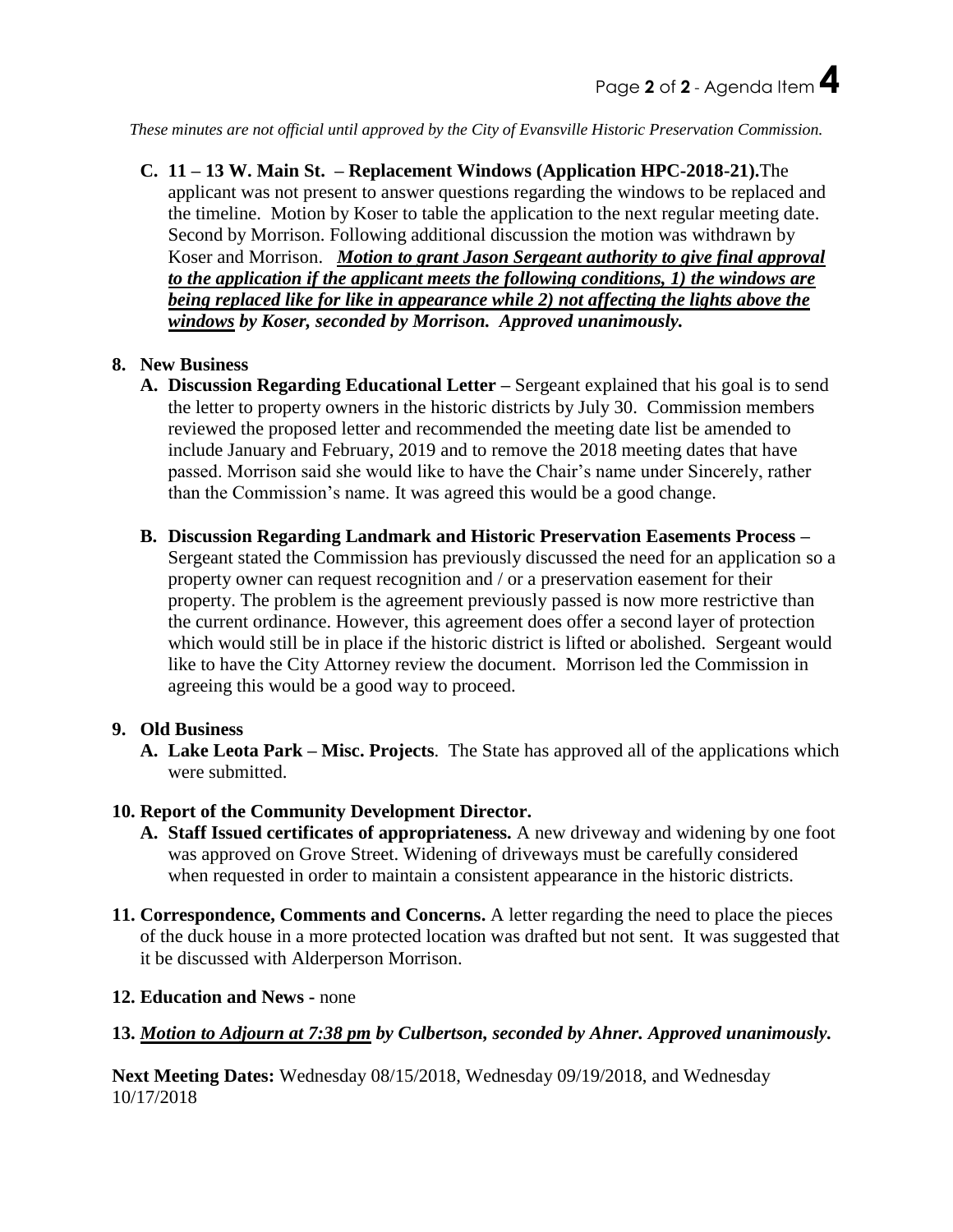*These minutes are not official until approved by the City of Evansville Historic Preservation Commission.*

**C. 11 – 13 W. Main St. – Replacement Windows (Application HPC-2018-21).** The applicant was not present to answer questions regarding the windows to be replaced and the timeline. Motion by Koser to table the application to the next regular meeting date. Second by Morrison. Following additional discussion the motion was withdrawn by Koser and Morrison. ***<u>Motion to grant Jason Sergeant authority to give final approval to the application if the applicant meets the following conditions, 1) the windows are being replaced like for like in appearance while 2) not affecting the lights above the windows</u> by Koser, seconded by Morrison. Approved unanimously.***

**8. New Business**

**A. Discussion Regarding Educational Letter –** Sergeant explained that his goal is to send the letter to property owners in the historic districts by July 30. Commission members reviewed the proposed letter and recommended the meeting date list be amended to include January and February, 2019 and to remove the 2018 meeting dates that have passed. Morrison said she would like to have the Chair's name under Sincerely, rather than the Commission's name. It was agreed this would be a good change.

**B. Discussion Regarding Landmark and Historic Preservation Easements Process –** Sergeant stated the Commission has previously discussed the need for an application so a property owner can request recognition and / or a preservation easement for their property. The problem is the agreement previously passed is now more restrictive than the current ordinance. However, this agreement does offer a second layer of protection which would still be in place if the historic district is lifted or abolished. Sergeant would like to have the City Attorney review the document. Morrison led the Commission in agreeing this would be a good way to proceed.

**9. Old Business**

**A. Lake Leota Park – Misc. Projects**. The State has approved all of the applications which were submitted.

**10. Report of the Community Development Director.**

**A. Staff Issued certificates of appropriateness.** A new driveway and widening by one foot was approved on Grove Street. Widening of driveways must be carefully considered when requested in order to maintain a consistent appearance in the historic districts.

**11. Correspondence, Comments and Concerns.** A letter regarding the need to place the pieces of the duck house in a more protected location was drafted but not sent. It was suggested that it be discussed with Alderperson Morrison.

**12. Education and News** - none

**13. *<u>Motion to Adjourn at 7:38 pm</u> by Culbertson, seconded by Ahner. Approved unanimously.***

**Next Meeting Dates:** Wednesday 08/15/2018, Wednesday 09/19/2018, and Wednesday 10/17/2018